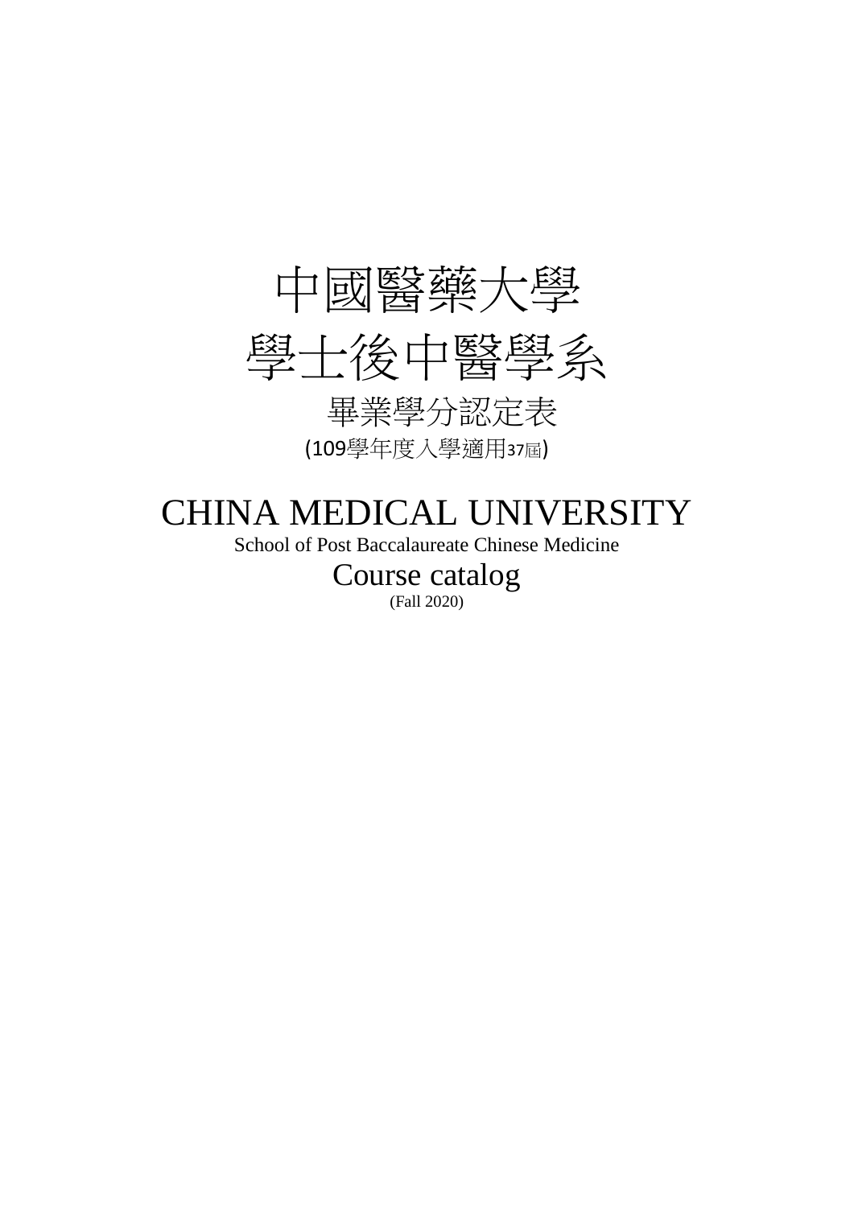# 中國醫藥大學

# 學士後中醫學系

## 畢業學分認定表

(109學年度入學適用37屆)

# CHINA MEDICAL UNIVERSITY

School of Post Baccalaureate Chinese Medicine

## Course catalog

(Fall 2020)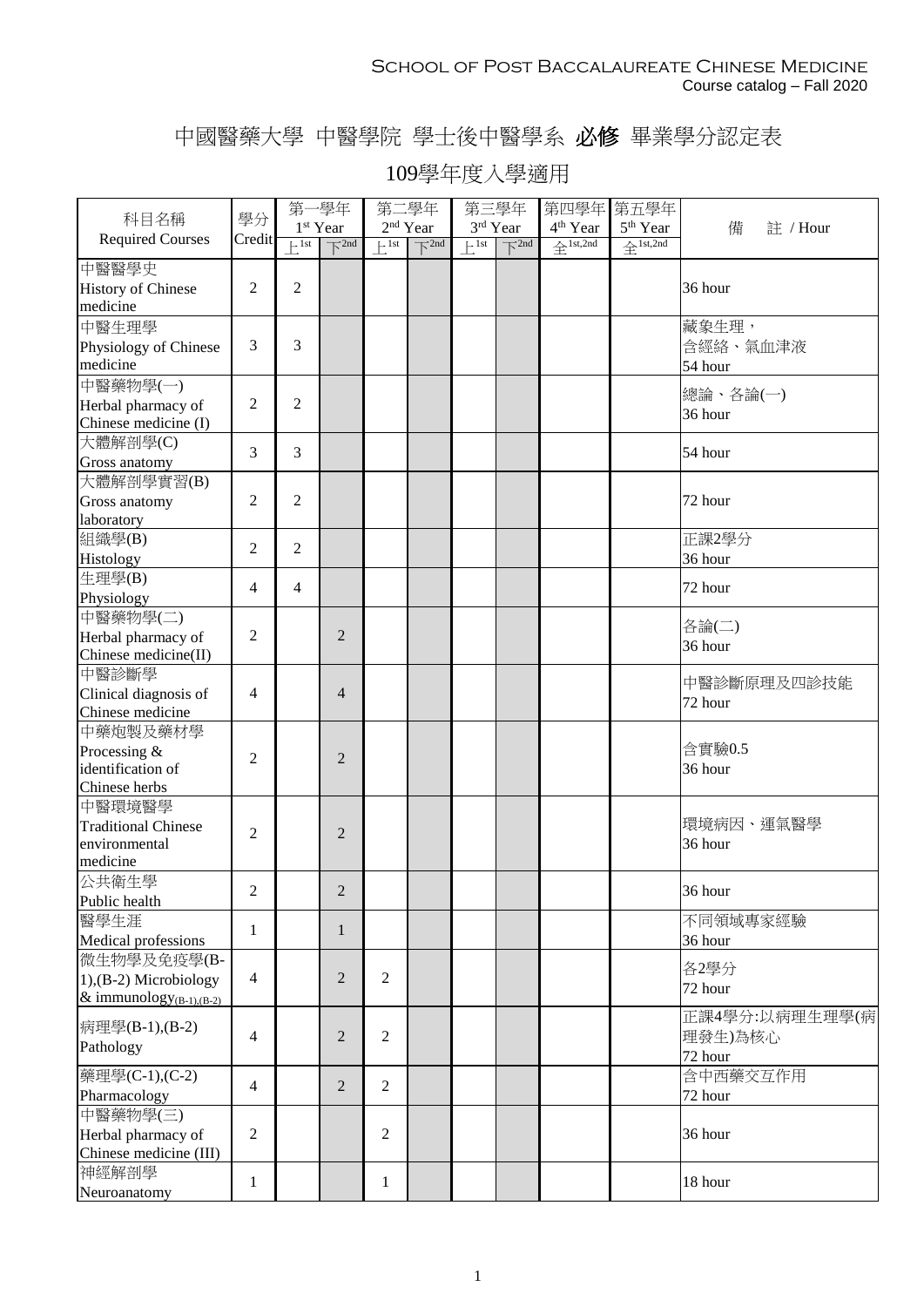# 中國醫藥大學 中醫學院 學士後中醫學系 **必修** 畢業學分認定表

## 109學年度入學適用

| 科目名稱 Required Courses | 學分 Credit | 第一學年 1st Year 上1st | 第一學年 1st Year 下2nd | 第二學年 2nd Year 上1st | 第二學年 2nd Year 下2nd | 第三學年 3rd Year 上1st | 第三學年 3rd Year 下2nd | 第四學年 4th Year 全1st,2nd | 第五學年 5th Year 全1st,2nd | 備 註 / Hour |
|---|---|---|---|---|---|---|---|---|---|---|
| 中醫醫學史 History of Chinese medicine | 2 | 2 | | | | | | | | 36 hour |
| 中醫生理學 Physiology of Chinese medicine | 3 | 3 | | | | | | | | 藏象生理，含經絡、氣血津液 54 hour |
| 中醫藥物學(一) Herbal pharmacy of Chinese medicine (I) | 2 | 2 | | | | | | | | 總論、各論(一) 36 hour |
| 大體解剖學(C) Gross anatomy | 3 | 3 | | | | | | | | 54 hour |
| 大體解剖學實習(B) Gross anatomy laboratory | 2 | 2 | | | | | | | | 72 hour |
| 組織學(B) Histology | 2 | 2 | | | | | | | | 正課2學分 36 hour |
| 生理學(B) Physiology | 4 | 4 | | | | | | | | 72 hour |
| 中醫藥物學(二) Herbal pharmacy of Chinese medicine(II) | 2 | | 2 | | | | | | | 各論(二) 36 hour |
| 中醫診斷學 Clinical diagnosis of Chinese medicine | 4 | | 4 | | | | | | | 中醫診斷原理及四診技能 72 hour |
| 中藥炮製及藥材學 Processing & identification of Chinese herbs | 2 | | 2 | | | | | | | 含實驗0.5 36 hour |
| 中醫環境醫學 Traditional Chinese environmental medicine | 2 | | 2 | | | | | | | 環境病因、運氣醫學 36 hour |
| 公共衛生學 Public health | 2 | | 2 | | | | | | | 36 hour |
| 醫學生涯 Medical professions | 1 | | 1 | | | | | | | 不同領域專家經驗 36 hour |
| 微生物學及免疫學(B-1),(B-2) Microbiology & immunology(B-1),(B-2) | 4 | | 2 | 2 | | | | | | 各2學分 72 hour |
| 病理學(B-1),(B-2) Pathology | 4 | | 2 | 2 | | | | | | 正課4學分:以病理生理學(病理發生)為核心 72 hour |
| 藥理學(C-1),(C-2) Pharmacology | 4 | | 2 | 2 | | | | | | 含中西藥交互作用 72 hour |
| 中醫藥物學(三) Herbal pharmacy of Chinese medicine (III) | 2 | | | 2 | | | | | | 36 hour |
| 神經解剖學 Neuroanatomy | 1 | | | 1 | | | | | | 18 hour |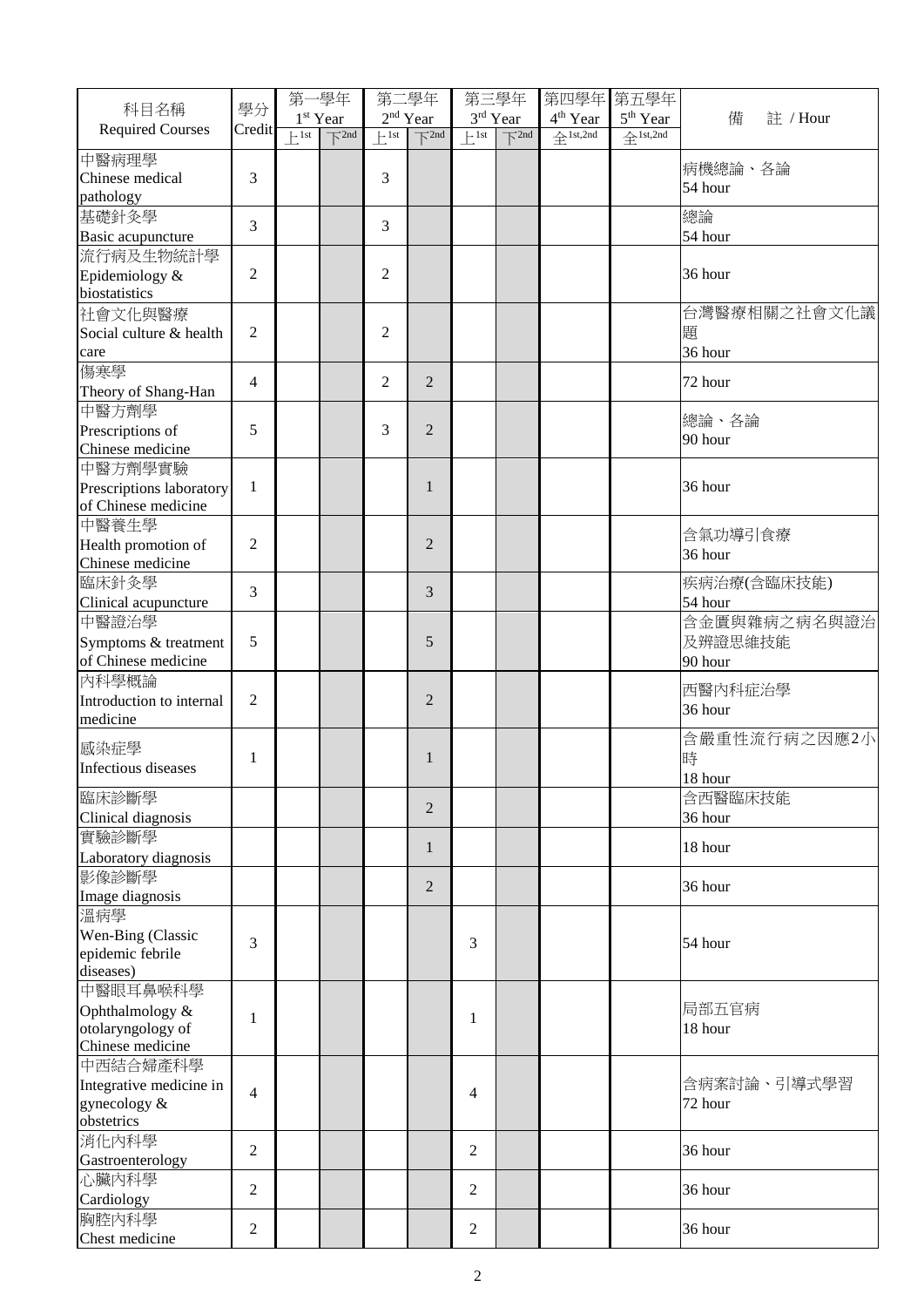| 科目名稱 Required Courses | 學分 Credit | 第一學年 1st Year | | 第二學年 2nd Year | | 第三學年 3rd Year | | 第四學年 4th Year | 第五學年 5th Year | 備　註 / Hour |
|---|---|---|---|---|---|---|---|---|---|---|
| | | 上1st | 下2nd | 上1st | 下2nd | 上1st | 下2nd | 全1st,2nd | 全1st,2nd | |
| 中醫病理學 Chinese medical pathology | 3 | | | 3 | | | | | | 病機總論、各論 54 hour |
| 基礎針灸學 Basic acupuncture | 3 | | | 3 | | | | | | 總論 54 hour |
| 流行病及生物統計學 Epidemiology & biostatistics | 2 | | | 2 | | | | | | 36 hour |
| 社會文化與醫療 Social culture & health care | 2 | | | 2 | | | | | | 台灣醫療相關之社會文化議題 36 hour |
| 傷寒學 Theory of Shang-Han | 4 | | | 2 | 2 | | | | | 72 hour |
| 中醫方劑學 Prescriptions of Chinese medicine | 5 | | | 3 | 2 | | | | | 總論、各論 90 hour |
| 中醫方劑學實驗 Prescriptions laboratory of Chinese medicine | 1 | | | | 1 | | | | | 36 hour |
| 中醫養生學 Health promotion of Chinese medicine | 2 | | | | 2 | | | | | 含氣功導引食療 36 hour |
| 臨床針灸學 Clinical acupuncture | 3 | | | | 3 | | | | | 疾病治療(含臨床技能) 54 hour |
| 中醫證治學 Symptoms & treatment of Chinese medicine | 5 | | | | 5 | | | | | 含金匱與雜病之病名與證治及辨證思維技能 90 hour |
| 內科學概論 Introduction to internal medicine | 2 | | | | 2 | | | | | 西醫內科症治學 36 hour |
| 感染症學 Infectious diseases | 1 | | | | 1 | | | | | 含嚴重性流行病之因應2小時 18 hour |
| 臨床診斷學 Clinical diagnosis | | | | | 2 | | | | | 含西醫臨床技能 36 hour |
| 實驗診斷學 Laboratory diagnosis | | | | | 1 | | | | | 18 hour |
| 影像診斷學 Image diagnosis | | | | | 2 | | | | | 36 hour |
| 溫病學 Wen-Bing (Classic epidemic febrile diseases) | 3 | | | | | 3 | | | | 54 hour |
| 中醫眼耳鼻喉科學 Ophthalmology & otolaryngology of Chinese medicine | 1 | | | | | 1 | | | | 局部五官病 18 hour |
| 中西結合婦產科學 Integrative medicine in gynecology & obstetrics | 4 | | | | | 4 | | | | 含病案討論、引導式學習 72 hour |
| 消化內科學 Gastroenterology | 2 | | | | | 2 | | | | 36 hour |
| 心臟內科學 Cardiology | 2 | | | | | 2 | | | | 36 hour |
| 胸腔內科學 Chest medicine | 2 | | | | | 2 | | | | 36 hour |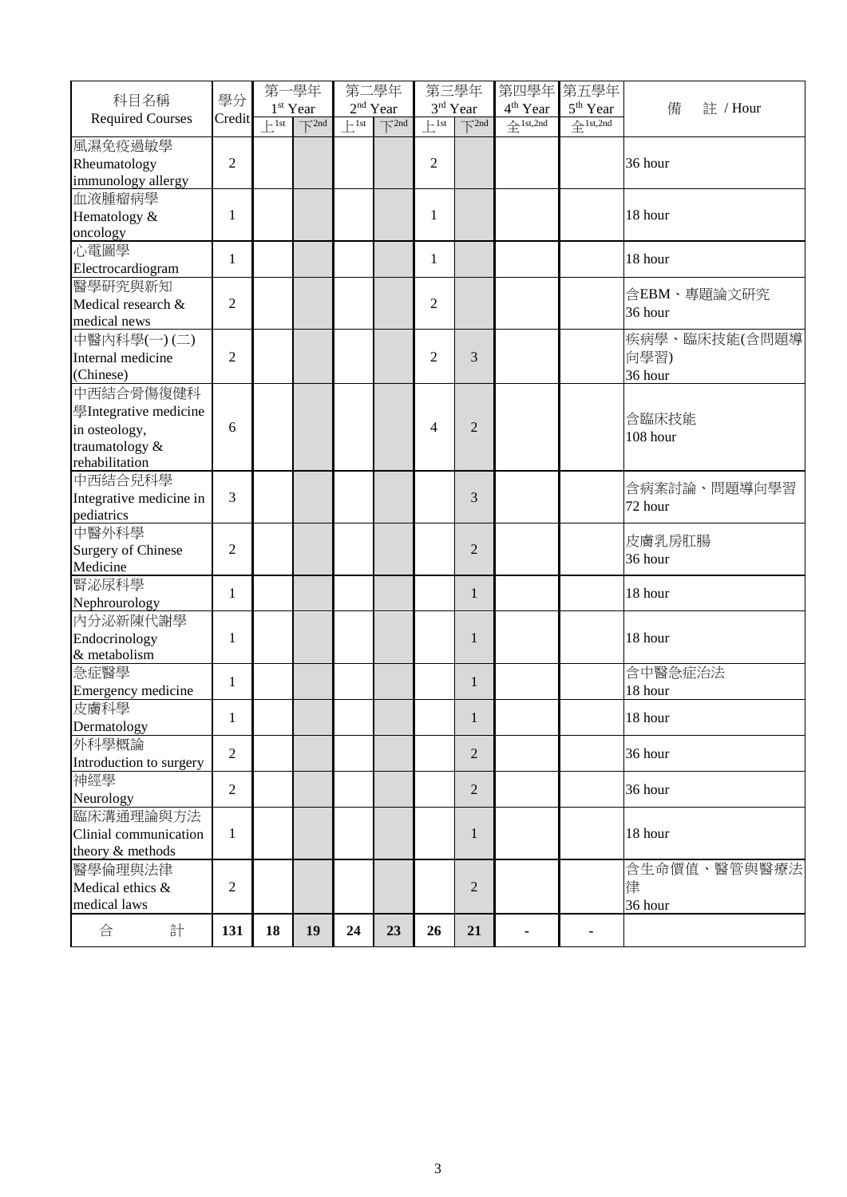| 科目名稱 Required Courses | 學分 Credit | 第一學年 1st Year | | 第二學年 2nd Year | | 第三學年 3rd Year | | 第四學年 4th Year | 第五學年 5th Year | 備　註 / Hour |
|---|---|---|---|---|---|---|---|---|---|---|
| | | 上1st | 下2nd | 上1st | 下2nd | 上1st | 下2nd | 全1st,2nd | 全1st,2nd | |
| 風濕免疫過敏學 Rheumatology immunology allergy | 2 | | | | | 2 | | | | 36 hour |
| 血液腫瘤病學 Hematology & oncology | 1 | | | | | 1 | | | | 18 hour |
| 心電圖學 Electrocardiogram | 1 | | | | | 1 | | | | 18 hour |
| 醫學研究與新知 Medical research & medical news | 2 | | | | | 2 | | | | 含EBM、專題論文研究 36 hour |
| 中醫內科學(一) (二) Internal medicine (Chinese) | 2 | | | | | 2 | 3 | | | 疾病學、臨床技能(含問題導向學習) 36 hour |
| 中西結合骨傷復健科學Integrative medicine in osteology, traumatology & rehabilitation | 6 | | | | | 4 | 2 | | | 含臨床技能 108 hour |
| 中西結合兒科學 Integrative medicine in pediatrics | 3 | | | | | | 3 | | | 含病案討論、問題導向學習 72 hour |
| 中醫外科學 Surgery of Chinese Medicine | 2 | | | | | | 2 | | | 皮膚乳房肛腸 36 hour |
| 腎泌尿科學 Nephrourology | 1 | | | | | | 1 | | | 18 hour |
| 內分泌新陳代謝學 Endocrinology & metabolism | 1 | | | | | | 1 | | | 18 hour |
| 急症醫學 Emergency medicine | 1 | | | | | | 1 | | | 含中醫急症治法 18 hour |
| 皮膚科學 Dermatology | 1 | | | | | | 1 | | | 18 hour |
| 外科學概論 Introduction to surgery | 2 | | | | | | 2 | | | 36 hour |
| 神經學 Neurology | 2 | | | | | | 2 | | | 36 hour |
| 臨床溝通理論與方法 Clinial communication theory & methods | 1 | | | | | | 1 | | | 18 hour |
| 醫學倫理與法律 Medical ethics & medical laws | 2 | | | | | | 2 | | | 含生命價值、醫管與醫療法律 36 hour |
| 合　計 | **131** | **18** | **19** | **24** | **23** | **26** | **21** | - | - | |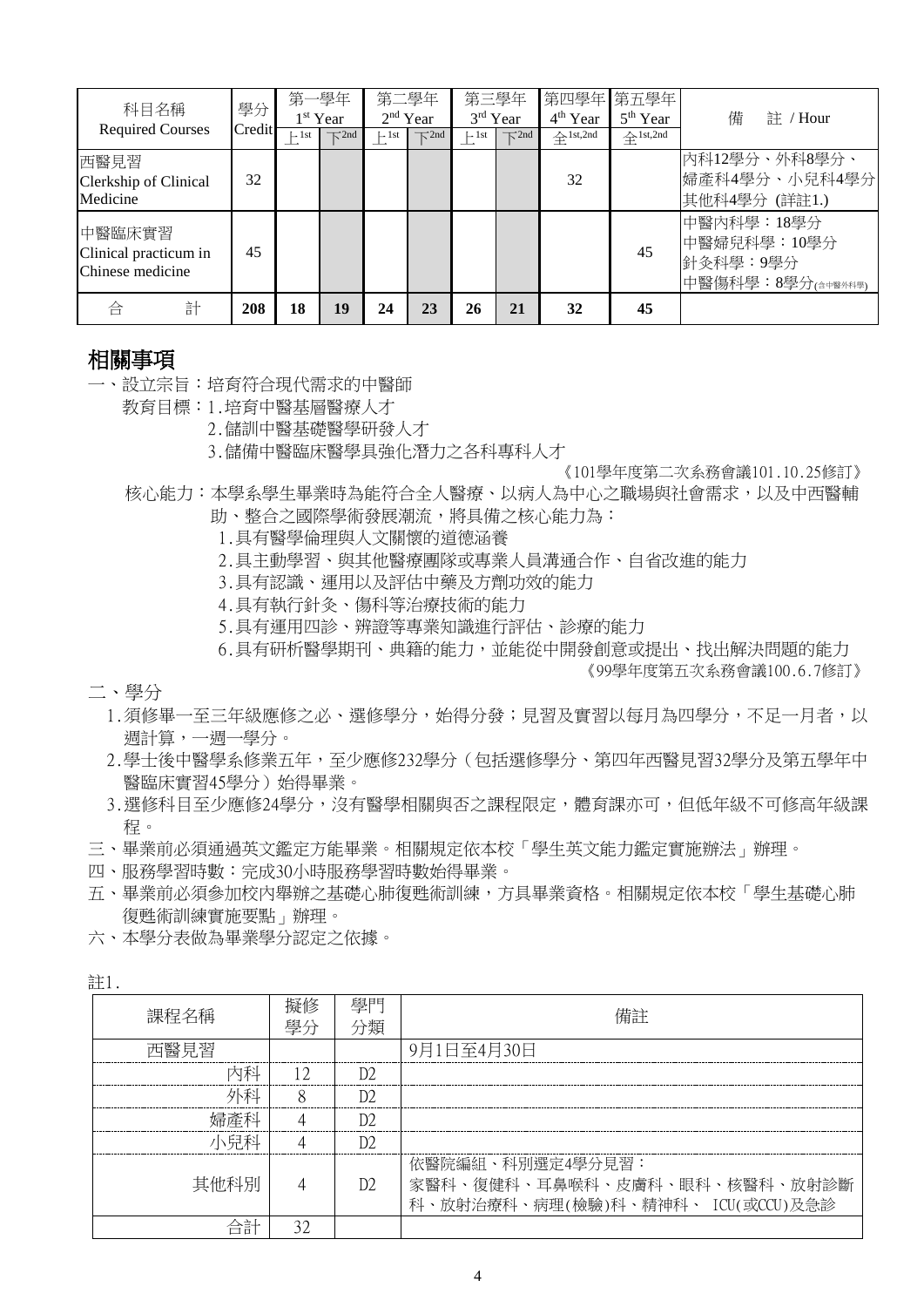| 科目名稱 Required Courses | 學分 Credit | 第一學年 1st Year | | 第二學年 2nd Year | | 第三學年 3rd Year | | 第四學年 4th Year | 第五學年 5th Year | 備　註 / Hour |
|---|---|---|---|---|---|---|---|---|---|---|
| | | 上1st | 下2nd | 上1st | 下2nd | 上1st | 下2nd | 全1st,2nd | 全1st,2nd | |
| 西醫見習 Clerkship of Clinical Medicine | 32 | | | | | | | 32 | | 內科12學分、外科8學分、婦產科4學分、小兒科4學分 其他科4學分 (詳註1.) |
| 中醫臨床實習 Clinical practicum in Chinese medicine | 45 | | | | | | | | 45 | 中醫內科學：18學分 中醫婦兒科學：10學分 針灸科學：9學分 中醫傷科學：8學分(含中醫外科學) |
| 合　　計 | **208** | **18** | **19** | **24** | **23** | **26** | **21** | **32** | **45** | |

# 相關事項

一、設立宗旨：培育符合現代需求的中醫師

教育目標：1.培育中醫基層醫療人才

2.儲訓中醫基礎醫學研發人才

3.儲備中醫臨床醫學具強化潛力之各科專科人才

《101學年度第二次系務會議101.10.25修訂》

核心能力：本學系學生畢業時為能符合全人醫療、以病人為中心之職場與社會需求，以及中西醫輔助、整合之國際學術發展潮流，將具備之核心能力為：

1.具有醫學倫理與人文關懷的道德涵養

2.具主動學習、與其他醫療團隊或專業人員溝通合作、自省改進的能力

3.具有認識、運用以及評估中藥及方劑功效的能力

4.具有執行針灸、傷科等治療技術的能力

5.具有運用四診、辨證等專業知識進行評估、診療的能力

6.具有研析醫學期刊、典籍的能力，並能從中開發創意或提出、找出解決問題的能力

《99學年度第五次系務會議100.6.7修訂》

二、學分

1.須修畢一至三年級應修之必、選修學分，始得分發；見習及實習以每月為四學分，不足一月者，以週計算，一週一學分。

2.學士後中醫學系修業五年，至少應修232學分（包括選修學分、第四年西醫見習32學分及第五學年中醫臨床實習45學分）始得畢業。

3.選修科目至少應修24學分，沒有醫學相關與否之課程限定，體育課亦可，但低年級不可修高年級課程。

三、畢業前必須通過英文鑑定方能畢業。相關規定依本校「學生英文能力鑑定實施辦法」辦理。

四、服務學習時數：完成30小時服務學習時數始得畢業。

五、畢業前必須參加校內舉辦之基礎心肺復甦術訓練，方具畢業資格。相關規定依本校「學生基礎心肺復甦術訓練實施要點」辦理。

六、本學分表做為畢業學分認定之依據。

註1.

| 課程名稱 | 擬修學分 | 學門分類 | 備註 |
|---|---|---|---|
| 西醫見習 | | | 9月1日至4月30日 |
| 內科 | 12 | D2 | |
| 外科 | 8 | D2 | |
| 婦產科 | 4 | D2 | |
| 小兒科 | 4 | D2 | |
| 其他科別 | 4 | D2 | 依醫院編組、科別選定4學分見習：家醫科、復健科、耳鼻喉科、皮膚科、眼科、核醫科、放射診斷科、放射治療科、病理(檢驗)科、精神科、 ICU(或CCU)及急診 |
| 合計 | 32 | | |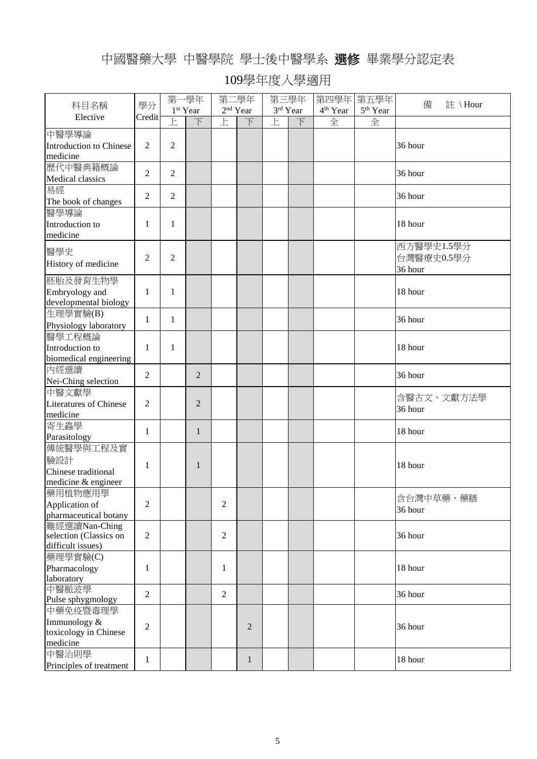# 中國醫藥大學 中醫學院 學士後中醫學系 **選修** 畢業學分認定表

## 109學年度入學適用

| 科目名稱 Elective | 學分 Credit | 第一學年 1st Year | | 第二學年 2nd Year | | 第三學年 3rd Year | | 第四學年 4th Year | 第五學年 5th Year | 備　註 \ Hour |
|---|---|---|---|---|---|---|---|---|---|---|
| | | 上 | 下 | 上 | 下 | 上 | 下 | 全 | 全 | |
| 中醫學導論 Introduction to Chinese medicine | 2 | 2 | | | | | | | | 36 hour |
| 歷代中醫典籍概論 Medical classics | 2 | 2 | | | | | | | | 36 hour |
| 易經 The book of changes | 2 | 2 | | | | | | | | 36 hour |
| 醫學導論 Introduction to medicine | 1 | 1 | | | | | | | | 18 hour |
| 醫學史 History of medicine | 2 | 2 | | | | | | | | 西方醫學史1.5學分 台灣醫療史0.5學分 36 hour |
| 胚胎及發育生物學 Embryology and developmental biology | 1 | 1 | | | | | | | | 18 hour |
| 生理學實驗(B) Physiology laboratory | 1 | 1 | | | | | | | | 36 hour |
| 醫學工程概論 Introduction to biomedical engineering | 1 | 1 | | | | | | | | 18 hour |
| 內經選讀 Nei-Ching selection | 2 | | 2 | | | | | | | 36 hour |
| 中醫文獻學 Literatures of Chinese medicine | 2 | | 2 | | | | | | | 含醫古文、文獻方法學 36 hour |
| 寄生蟲學 Parasitology | 1 | | 1 | | | | | | | 18 hour |
| 傳統醫學與工程及實驗設計 Chinese traditional medicine & engineer | 1 | | 1 | | | | | | | 18 hour |
| 藥用植物應用學 Application of pharmaceutical botany | 2 | | | 2 | | | | | | 含台灣中草藥、藥膳 36 hour |
| 難經選讀Nan-Ching selection (Classics on difficult issues) | 2 | | | 2 | | | | | | 36 hour |
| 藥理學實驗(C) Pharmacology laboratory | 1 | | | 1 | | | | | | 18 hour |
| 中醫脈波學 Pulse sphygmology | 2 | | | 2 | | | | | | 36 hour |
| 中藥免疫暨毒理學 Immunology & toxicology in Chinese medicine | 2 | | | | 2 | | | | | 36 hour |
| 中醫治則學 Principles of treatment | 1 | | | | 1 | | | | | 18 hour |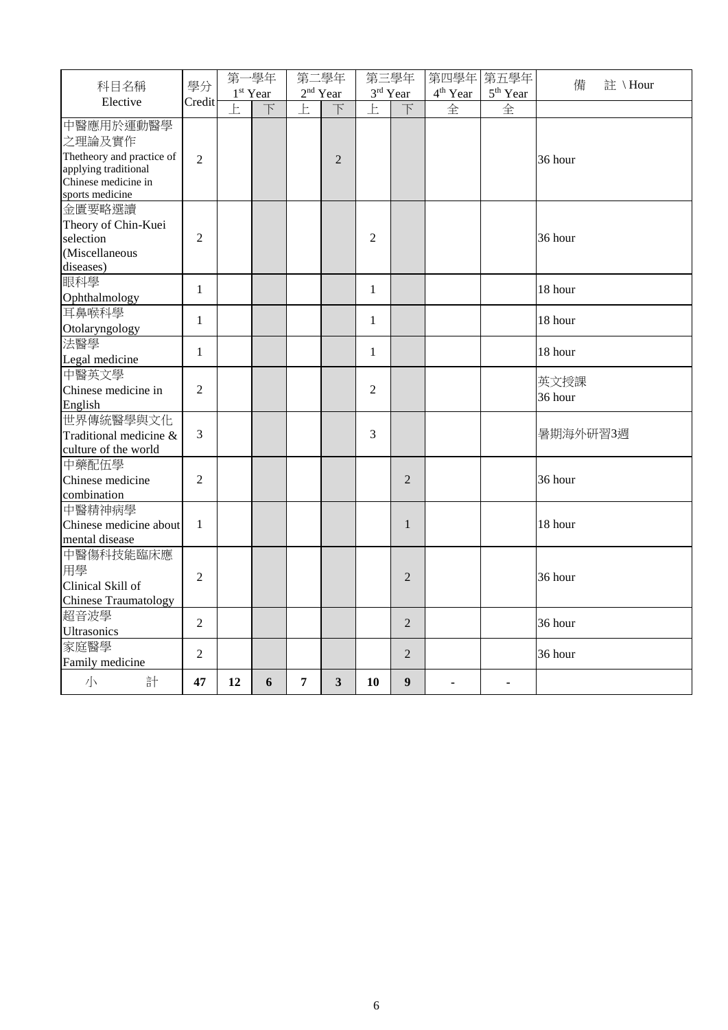| 科目名稱 Elective | 學分 Credit | 第一學年 1st Year | | 第二學年 2nd Year | | 第三學年 3rd Year | | 第四學年 4th Year | 第五學年 5th Year | 備　註 \ Hour |
|---|---|---|---|---|---|---|---|---|---|---|
| | | 上 | 下 | 上 | 下 | 上 | 下 | 全 | 全 | |
| 中醫應用於運動醫學之理論及實作 Thetheory and practice of applying traditional Chinese medicine in sports medicine | 2 | | | | 2 | | | | | 36 hour |
| 金匱要略選讀 Theory of Chin-Kuei selection (Miscellaneous diseases) | 2 | | | | | 2 | | | | 36 hour |
| 眼科學 Ophthalmology | 1 | | | | | 1 | | | | 18 hour |
| 耳鼻喉科學 Otolaryngology | 1 | | | | | 1 | | | | 18 hour |
| 法醫學 Legal medicine | 1 | | | | | 1 | | | | 18 hour |
| 中醫英文學 Chinese medicine in English | 2 | | | | | 2 | | | | 英文授課 36 hour |
| 世界傳統醫學與文化 Traditional medicine & culture of the world | 3 | | | | | 3 | | | | 暑期海外研習3週 |
| 中藥配伍學 Chinese medicine combination | 2 | | | | | | 2 | | | 36 hour |
| 中醫精神病學 Chinese medicine about mental disease | 1 | | | | | | 1 | | | 18 hour |
| 中醫傷科技能臨床應用學 Clinical Skill of Chinese Traumatology | 2 | | | | | | 2 | | | 36 hour |
| 超音波學 Ultrasonics | 2 | | | | | | 2 | | | 36 hour |
| 家庭醫學 Family medicine | 2 | | | | | | 2 | | | 36 hour |
| 小　　計 | **47** | **12** | **6** | **7** | **3** | **10** | **9** | **-** | **-** | |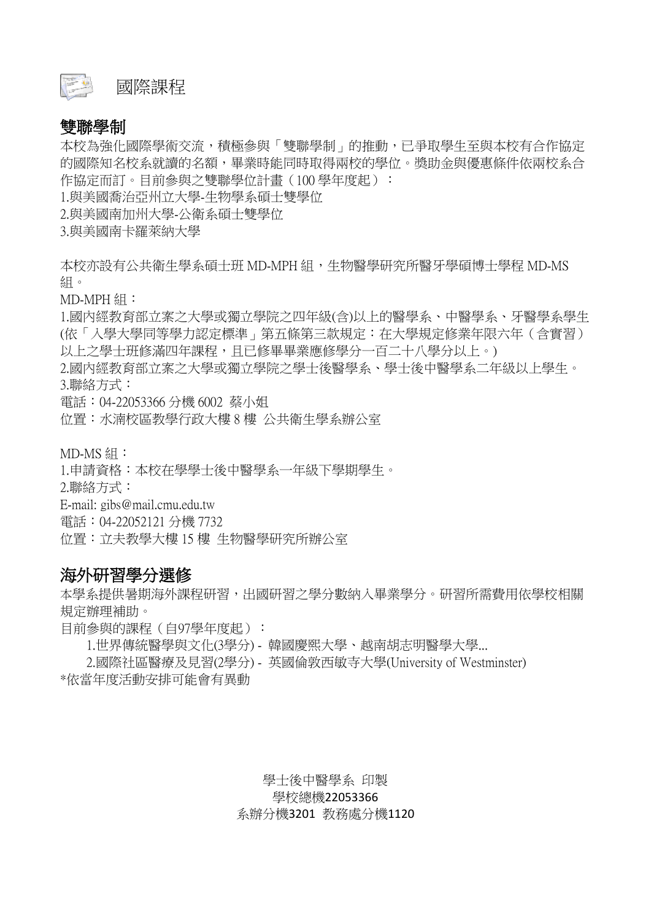# 國際課程

## 雙聯學制

本校為強化國際學術交流，積極參與「雙聯學制」的推動，已爭取學生至與本校有合作協定的國際知名校系就讀的名額，畢業時能同時取得兩校的學位。獎助金與優惠條件依兩校系合作協定而訂。目前參與之雙聯學位計畫（100 學年度起）：

1.與美國喬治亞州立大學-生物學系碩士雙學位
2.與美國南加州大學-公衛系碩士雙學位
3.與美國南卡羅萊納大學

本校亦設有公共衛生學系碩士班 MD-MPH 組，生物醫學研究所醫牙學碩博士學程 MD-MS 組。

MD-MPH 組：

1.國內經教育部立案之大學或獨立學院之四年級(含)以上的醫學系、中醫學系、牙醫學系學生(依「入學大學同等學力認定標準」第五條第三款規定：在大學規定修業年限六年（含實習）以上之學士班修滿四年課程，且已修畢畢業應修學分一百二十八學分以上。)
2.國內經教育部立案之大學或獨立學院之學士後醫學系、學士後中醫學系二年級以上學生。
3.聯絡方式：
電話：04-22053366 分機 6002 蔡小姐
位置：水湳校區教學行政大樓 8 樓 公共衛生學系辦公室

MD-MS 組：

1.申請資格：本校在學學士後中醫學系一年級下學期學生。
2.聯絡方式：
E-mail: gibs@mail.cmu.edu.tw
電話：04-22052121 分機 7732
位置：立夫教學大樓 15 樓 生物醫學研究所辦公室

## 海外研習學分選修

本學系提供暑期海外課程研習，出國研習之學分數納入畢業學分。研習所需費用依學校相關規定辦理補助。

目前參與的課程（自97學年度起）：

1.世界傳統醫學與文化(3學分) - 韓國慶熙大學、越南胡志明醫學大學...
2.國際社區醫療及見習(2學分) - 英國倫敦西敏寺大學(University of Westminster)

*依當年度活動安排可能會有異動

學士後中醫學系 印製
學校總機22053366
系辦分機3201 教務處分機1120